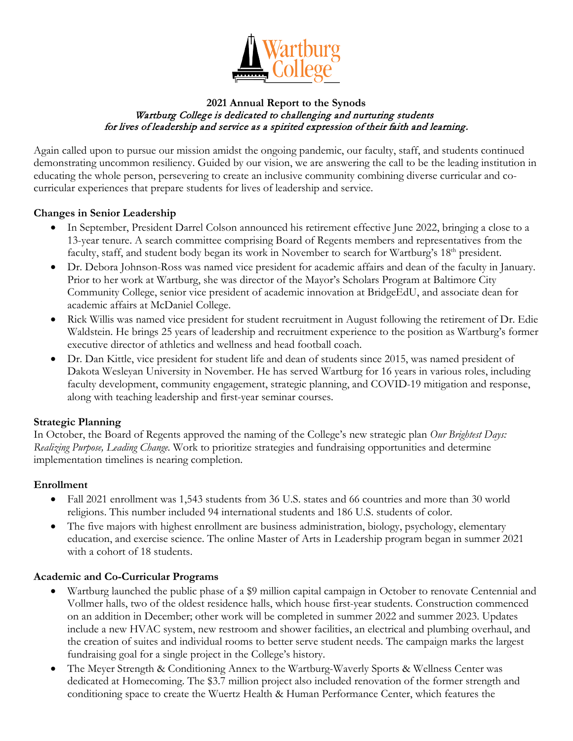**2021 Annual Report to the Synods**

*Wartburg College is dedicated to challenging and nurturing students for lives of leadership and service as a spirited expression of their faith and learning.*

Again called upon to pursue our mission amidst the ongoing pandemic, our faculty, staff, and students continued demonstrating uncommon resiliency. Guided by our vision, we are answering the call to be the leading institution in educating the whole person, persevering to create an inclusive community combining diverse curricular and co-curricular experiences that prepare students for lives of leadership and service.

**Changes in Senior Leadership**

- In September, President Darrel Colson announced his retirement effective June 2022, bringing a close to a 13-year tenure. A search committee comprising Board of Regents members and representatives from the faculty, staff, and student body began its work in November to search for Wartburg's 18th president.
- Dr. Debora Johnson-Ross was named vice president for academic affairs and dean of the faculty in January. Prior to her work at Wartburg, she was director of the Mayor's Scholars Program at Baltimore City Community College, senior vice president of academic innovation at BridgeEdU, and associate dean for academic affairs at McDaniel College.
- Rick Willis was named vice president for student recruitment in August following the retirement of Dr. Edie Waldstein. He brings 25 years of leadership and recruitment experience to the position as Wartburg's former executive director of athletics and wellness and head football coach.
- Dr. Dan Kittle, vice president for student life and dean of students since 2015, was named president of Dakota Wesleyan University in November. He has served Wartburg for 16 years in various roles, including faculty development, community engagement, strategic planning, and COVID-19 mitigation and response, along with teaching leadership and first-year seminar courses.

**Strategic Planning**

In October, the Board of Regents approved the naming of the College's new strategic plan *Our Brightest Days: Realizing Purpose, Leading Change.* Work to prioritize strategies and fundraising opportunities and determine implementation timelines is nearing completion.

**Enrollment**

- Fall 2021 enrollment was 1,543 students from 36 U.S. states and 66 countries and more than 30 world religions. This number included 94 international students and 186 U.S. students of color.
- The five majors with highest enrollment are business administration, biology, psychology, elementary education, and exercise science. The online Master of Arts in Leadership program began in summer 2021 with a cohort of 18 students.

**Academic and Co-Curricular Programs**

- Wartburg launched the public phase of a $9 million capital campaign in October to renovate Centennial and Vollmer halls, two of the oldest residence halls, which house first-year students. Construction commenced on an addition in December; other work will be completed in summer 2022 and summer 2023. Updates include a new HVAC system, new restroom and shower facilities, an electrical and plumbing overhaul, and the creation of suites and individual rooms to better serve student needs. The campaign marks the largest fundraising goal for a single project in the College's history.
- The Meyer Strength & Conditioning Annex to the Wartburg-Waverly Sports & Wellness Center was dedicated at Homecoming. The $3.7 million project also included renovation of the former strength and conditioning space to create the Wuertz Health & Human Performance Center, which features the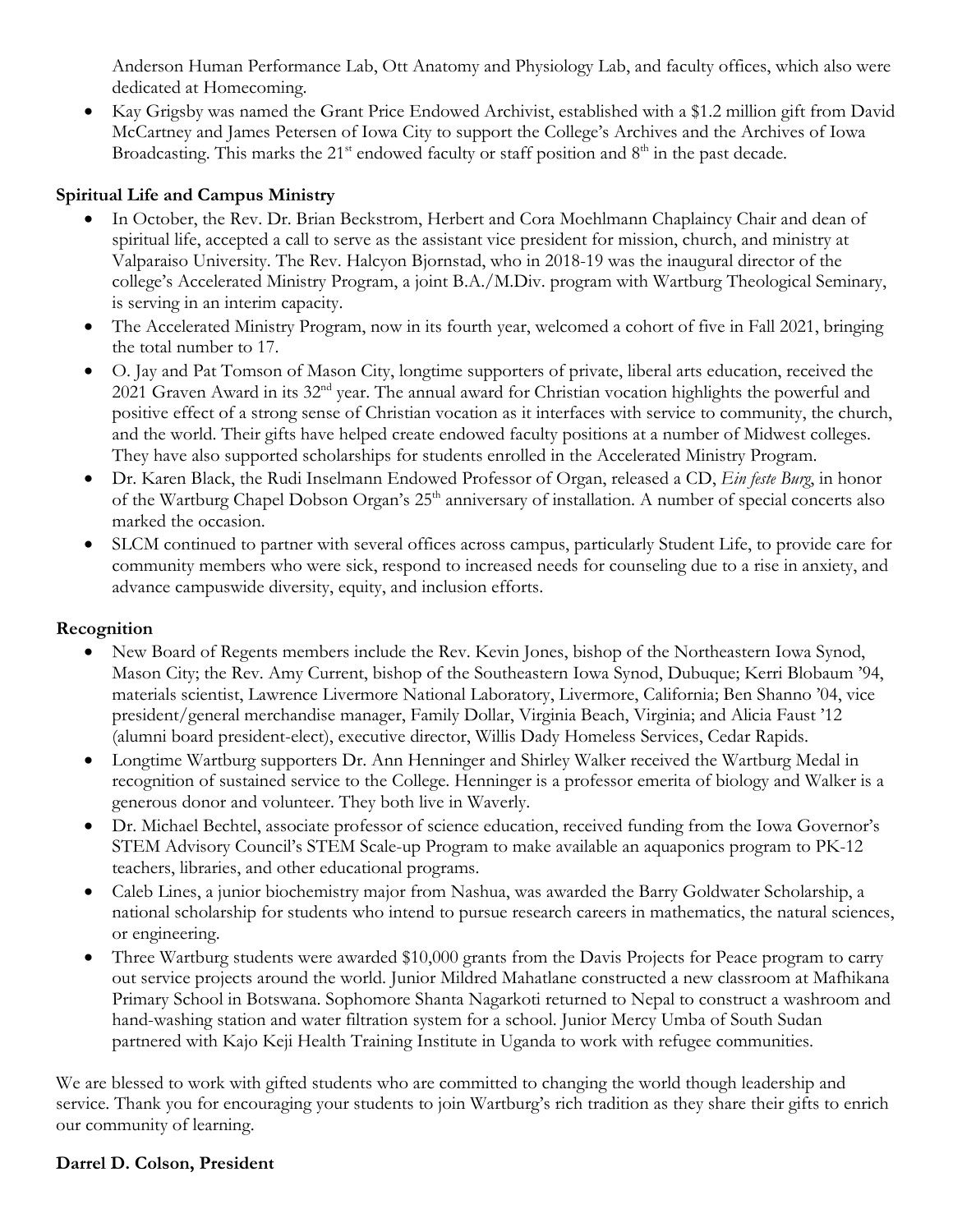Anderson Human Performance Lab, Ott Anatomy and Physiology Lab, and faculty offices, which also were dedicated at Homecoming.

- Kay Grigsby was named the Grant Price Endowed Archivist, established with a $1.2 million gift from David McCartney and James Petersen of Iowa City to support the College's Archives and the Archives of Iowa Broadcasting. This marks the 21st endowed faculty or staff position and 8th in the past decade.

**Spiritual Life and Campus Ministry**

- In October, the Rev. Dr. Brian Beckstrom, Herbert and Cora Moehlmann Chaplaincy Chair and dean of spiritual life, accepted a call to serve as the assistant vice president for mission, church, and ministry at Valparaiso University. The Rev. Halcyon Bjornstad, who in 2018-19 was the inaugural director of the college's Accelerated Ministry Program, a joint B.A./M.Div. program with Wartburg Theological Seminary, is serving in an interim capacity.
- The Accelerated Ministry Program, now in its fourth year, welcomed a cohort of five in Fall 2021, bringing the total number to 17.
- O. Jay and Pat Tomson of Mason City, longtime supporters of private, liberal arts education, received the 2021 Graven Award in its 32nd year. The annual award for Christian vocation highlights the powerful and positive effect of a strong sense of Christian vocation as it interfaces with service to community, the church, and the world. Their gifts have helped create endowed faculty positions at a number of Midwest colleges. They have also supported scholarships for students enrolled in the Accelerated Ministry Program.
- Dr. Karen Black, the Rudi Inselmann Endowed Professor of Organ, released a CD, *Ein feste Burg*, in honor of the Wartburg Chapel Dobson Organ's 25th anniversary of installation. A number of special concerts also marked the occasion.
- SLCM continued to partner with several offices across campus, particularly Student Life, to provide care for community members who were sick, respond to increased needs for counseling due to a rise in anxiety, and advance campuswide diversity, equity, and inclusion efforts.

**Recognition**

- New Board of Regents members include the Rev. Kevin Jones, bishop of the Northeastern Iowa Synod, Mason City; the Rev. Amy Current, bishop of the Southeastern Iowa Synod, Dubuque; Kerri Blobaum '94, materials scientist, Lawrence Livermore National Laboratory, Livermore, California; Ben Shanno '04, vice president/general merchandise manager, Family Dollar, Virginia Beach, Virginia; and Alicia Faust '12 (alumni board president-elect), executive director, Willis Dady Homeless Services, Cedar Rapids.
- Longtime Wartburg supporters Dr. Ann Henninger and Shirley Walker received the Wartburg Medal in recognition of sustained service to the College. Henninger is a professor emerita of biology and Walker is a generous donor and volunteer. They both live in Waverly.
- Dr. Michael Bechtel, associate professor of science education, received funding from the Iowa Governor's STEM Advisory Council's STEM Scale-up Program to make available an aquaponics program to PK-12 teachers, libraries, and other educational programs.
- Caleb Lines, a junior biochemistry major from Nashua, was awarded the Barry Goldwater Scholarship, a national scholarship for students who intend to pursue research careers in mathematics, the natural sciences, or engineering.
- Three Wartburg students were awarded $10,000 grants from the Davis Projects for Peace program to carry out service projects around the world. Junior Mildred Mahatlane constructed a new classroom at Mafhikana Primary School in Botswana. Sophomore Shanta Nagarkoti returned to Nepal to construct a washroom and hand-washing station and water filtration system for a school. Junior Mercy Umba of South Sudan partnered with Kajo Keji Health Training Institute in Uganda to work with refugee communities.

We are blessed to work with gifted students who are committed to changing the world though leadership and service. Thank you for encouraging your students to join Wartburg's rich tradition as they share their gifts to enrich our community of learning.

**Darrel D. Colson, President**